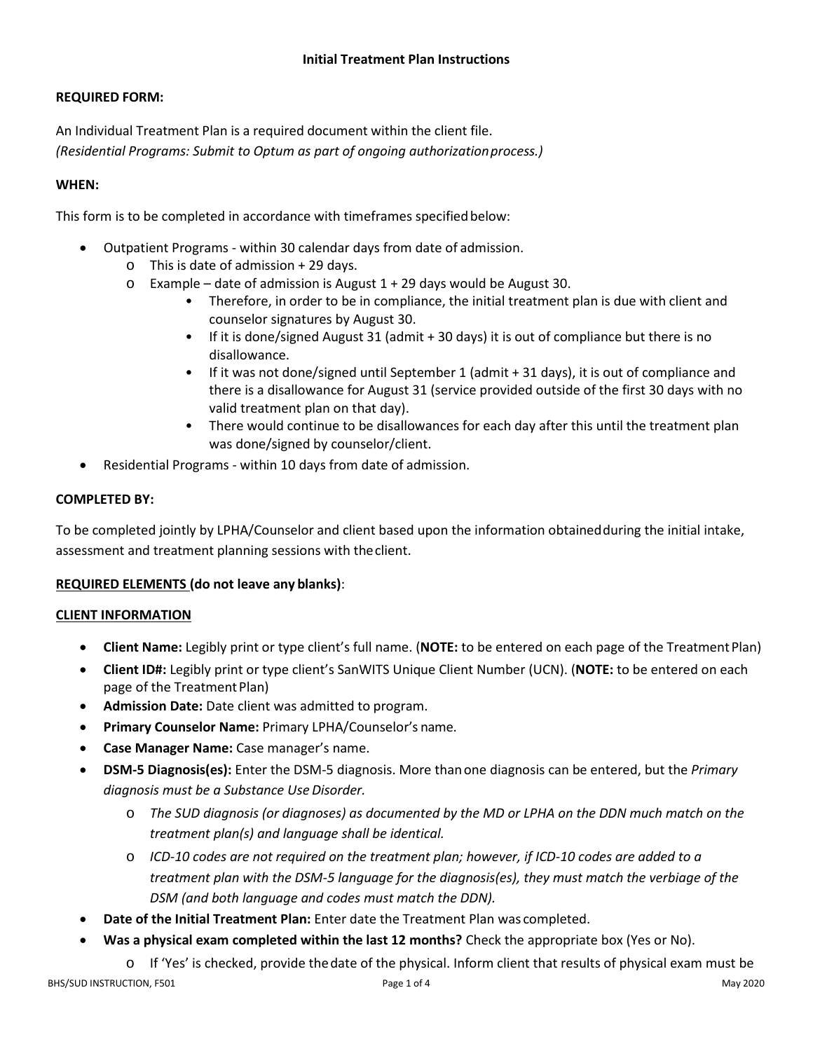# Initial Treatment Plan Instructions

**REQUIRED FORM:**

An Individual Treatment Plan is a required document within the client file.
*(Residential Programs: Submit to Optum as part of ongoing authorization process.)*

**WHEN:**

This form is to be completed in accordance with timeframes specified below:

- Outpatient Programs - within 30 calendar days from date of admission.
  - This is date of admission + 29 days.
  - Example – date of admission is August 1 + 29 days would be August 30.
    - Therefore, in order to be in compliance, the initial treatment plan is due with client and counselor signatures by August 30.
    - If it is done/signed August 31 (admit + 30 days) it is out of compliance but there is no disallowance.
    - If it was not done/signed until September 1 (admit + 31 days), it is out of compliance and there is a disallowance for August 31 (service provided outside of the first 30 days with no valid treatment plan on that day).
    - There would continue to be disallowances for each day after this until the treatment plan was done/signed by counselor/client.
- Residential Programs - within 10 days from date of admission.

**COMPLETED BY:**

To be completed jointly by LPHA/Counselor and client based upon the information obtained during the initial intake, assessment and treatment planning sessions with the client.

**<u>REQUIRED ELEMENTS</u> (do not leave any blanks)**:

**<u>CLIENT INFORMATION</u>**

- **Client Name:** Legibly print or type client's full name. (**NOTE:** to be entered on each page of the Treatment Plan)
- **Client ID#:** Legibly print or type client's SanWITS Unique Client Number (UCN). (**NOTE:** to be entered on each page of the Treatment Plan)
- **Admission Date:** Date client was admitted to program.
- **Primary Counselor Name:** Primary LPHA/Counselor's name.
- **Case Manager Name:** Case manager's name.
- **DSM-5 Diagnosis(es):** Enter the DSM-5 diagnosis. More than one diagnosis can be entered, but the *Primary diagnosis must be a Substance Use Disorder.*
  - *The SUD diagnosis (or diagnoses) as documented by the MD or LPHA on the DDN much match on the treatment plan(s) and language shall be identical.*
  - *ICD-10 codes are not required on the treatment plan; however, if ICD-10 codes are added to a treatment plan with the DSM-5 language for the diagnosis(es), they must match the verbiage of the DSM (and both language and codes must match the DDN).*
- **Date of the Initial Treatment Plan:** Enter date the Treatment Plan was completed.
- **Was a physical exam completed within the last 12 months?** Check the appropriate box (Yes or No).
  - If 'Yes' is checked, provide the date of the physical. Inform client that results of physical exam must be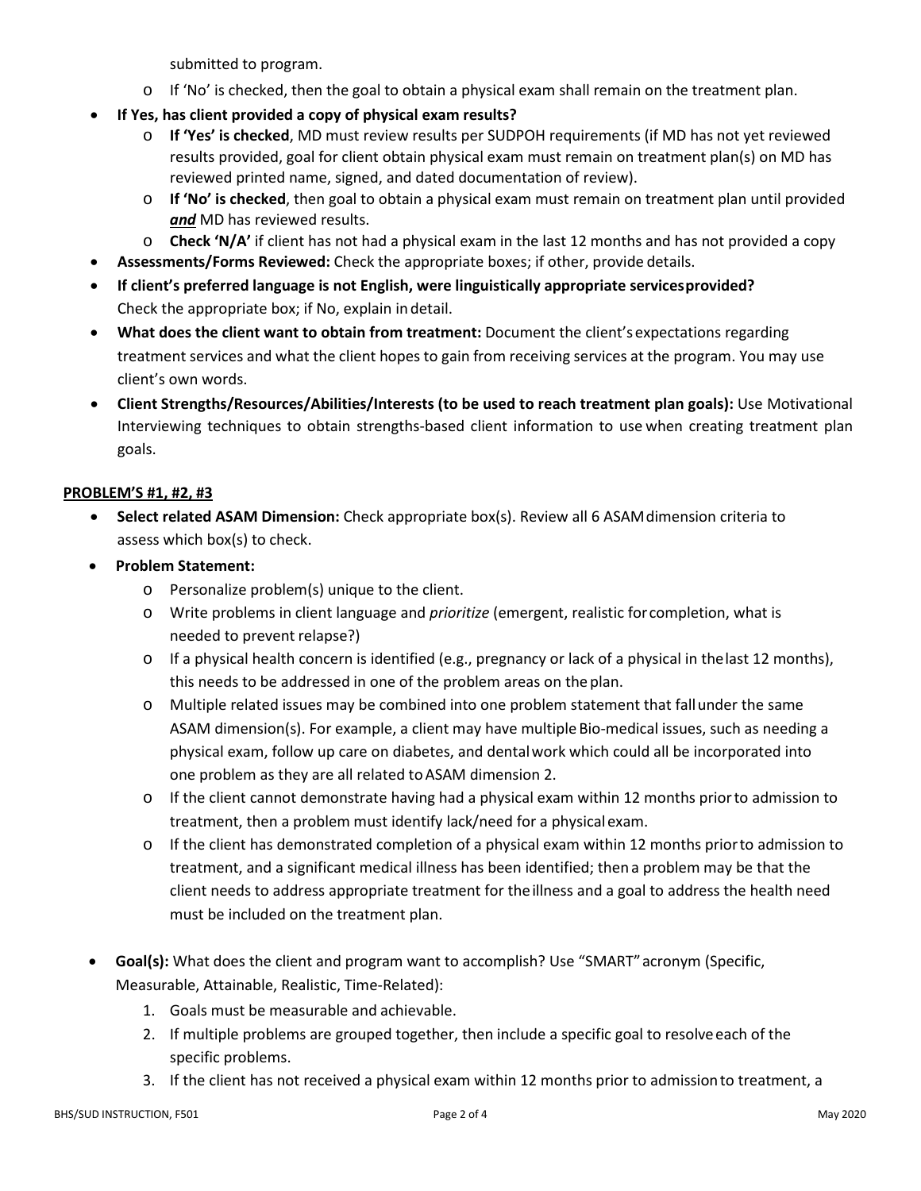submitted to program.

  - If 'No' is checked, then the goal to obtain a physical exam shall remain on the treatment plan.
- **If Yes, has client provided a copy of physical exam results?**
  - **If 'Yes' is checked**, MD must review results per SUDPOH requirements (if MD has not yet reviewed results provided, goal for client obtain physical exam must remain on treatment plan(s) on MD has reviewed printed name, signed, and dated documentation of review).
  - **If 'No' is checked**, then goal to obtain a physical exam must remain on treatment plan until provided ***and*** MD has reviewed results.
  - **Check 'N/A'** if client has not had a physical exam in the last 12 months and has not provided a copy
- **Assessments/Forms Reviewed:** Check the appropriate boxes; if other, provide details.
- **If client's preferred language is not English, were linguistically appropriate services provided?** Check the appropriate box; if No, explain in detail.
- **What does the client want to obtain from treatment:** Document the client's expectations regarding treatment services and what the client hopes to gain from receiving services at the program. You may use client's own words.
- **Client Strengths/Resources/Abilities/Interests (to be used to reach treatment plan goals):** Use Motivational Interviewing techniques to obtain strengths-based client information to use when creating treatment plan goals.

**PROBLEM'S #1, #2, #3**

- **Select related ASAM Dimension:** Check appropriate box(s). Review all 6 ASAM dimension criteria to assess which box(s) to check.
- **Problem Statement:**
  - Personalize problem(s) unique to the client.
  - Write problems in client language and *prioritize* (emergent, realistic for completion, what is needed to prevent relapse?)
  - If a physical health concern is identified (e.g., pregnancy or lack of a physical in the last 12 months), this needs to be addressed in one of the problem areas on the plan.
  - Multiple related issues may be combined into one problem statement that fall under the same ASAM dimension(s). For example, a client may have multiple Bio-medical issues, such as needing a physical exam, follow up care on diabetes, and dental work which could all be incorporated into one problem as they are all related to ASAM dimension 2.
  - If the client cannot demonstrate having had a physical exam within 12 months prior to admission to treatment, then a problem must identify lack/need for a physical exam.
  - If the client has demonstrated completion of a physical exam within 12 months prior to admission to treatment, and a significant medical illness has been identified; then a problem may be that the client needs to address appropriate treatment for the illness and a goal to address the health need must be included on the treatment plan.
- **Goal(s):** What does the client and program want to accomplish? Use "SMART" acronym (Specific, Measurable, Attainable, Realistic, Time-Related):
  1. Goals must be measurable and achievable.
  2. If multiple problems are grouped together, then include a specific goal to resolve each of the specific problems.
  3. If the client has not received a physical exam within 12 months prior to admission to treatment, a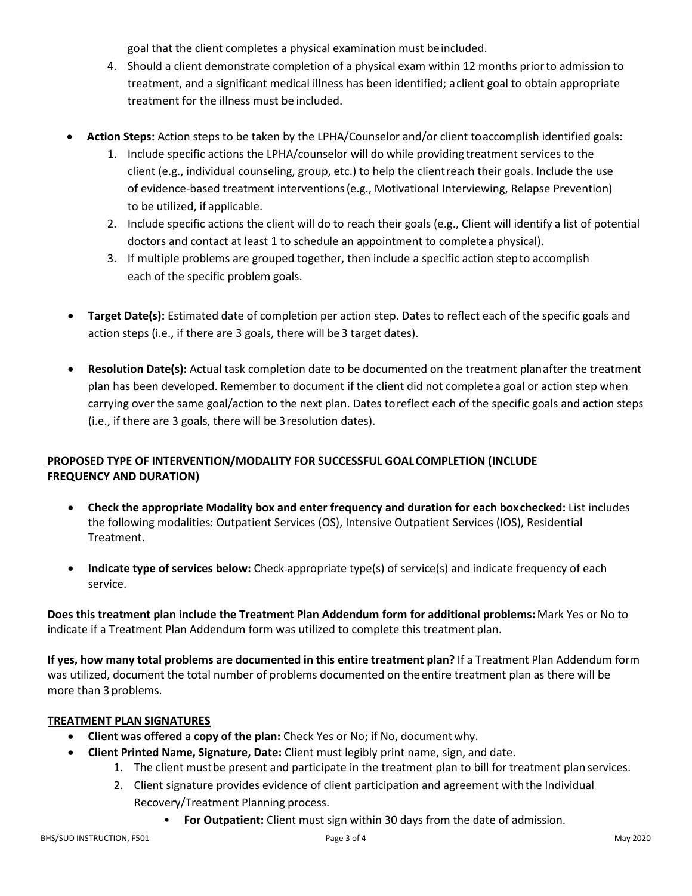goal that the client completes a physical examination must be included.

4. Should a client demonstrate completion of a physical exam within 12 months prior to admission to treatment, and a significant medical illness has been identified; a client goal to obtain appropriate treatment for the illness must be included.

- **Action Steps:** Action steps to be taken by the LPHA/Counselor and/or client to accomplish identified goals:
  1. Include specific actions the LPHA/counselor will do while providing treatment services to the client (e.g., individual counseling, group, etc.) to help the client reach their goals. Include the use of evidence-based treatment interventions (e.g., Motivational Interviewing, Relapse Prevention) to be utilized, if applicable.
  2. Include specific actions the client will do to reach their goals (e.g., Client will identify a list of potential doctors and contact at least 1 to schedule an appointment to complete a physical).
  3. If multiple problems are grouped together, then include a specific action step to accomplish each of the specific problem goals.

- **Target Date(s):** Estimated date of completion per action step. Dates to reflect each of the specific goals and action steps (i.e., if there are 3 goals, there will be 3 target dates).

- **Resolution Date(s):** Actual task completion date to be documented on the treatment plan after the treatment plan has been developed. Remember to document if the client did not complete a goal or action step when carrying over the same goal/action to the next plan. Dates to reflect each of the specific goals and action steps (i.e., if there are 3 goals, there will be 3 resolution dates).

**PROPOSED TYPE OF INTERVENTION/MODALITY FOR SUCCESSFUL GOAL COMPLETION (INCLUDE FREQUENCY AND DURATION)**

- **Check the appropriate Modality box and enter frequency and duration for each box checked:** List includes the following modalities: Outpatient Services (OS), Intensive Outpatient Services (IOS), Residential Treatment.

- **Indicate type of services below:** Check appropriate type(s) of service(s) and indicate frequency of each service.

**Does this treatment plan include the Treatment Plan Addendum form for additional problems:** Mark Yes or No to indicate if a Treatment Plan Addendum form was utilized to complete this treatment plan.

**If yes, how many total problems are documented in this entire treatment plan?** If a Treatment Plan Addendum form was utilized, document the total number of problems documented on the entire treatment plan as there will be more than 3 problems.

**TREATMENT PLAN SIGNATURES**

- **Client was offered a copy of the plan:** Check Yes or No; if No, document why.
- **Client Printed Name, Signature, Date:** Client must legibly print name, sign, and date.
  1. The client must be present and participate in the treatment plan to bill for treatment plan services.
  2. Client signature provides evidence of client participation and agreement with the Individual Recovery/Treatment Planning process.
     - **For Outpatient:** Client must sign within 30 days from the date of admission.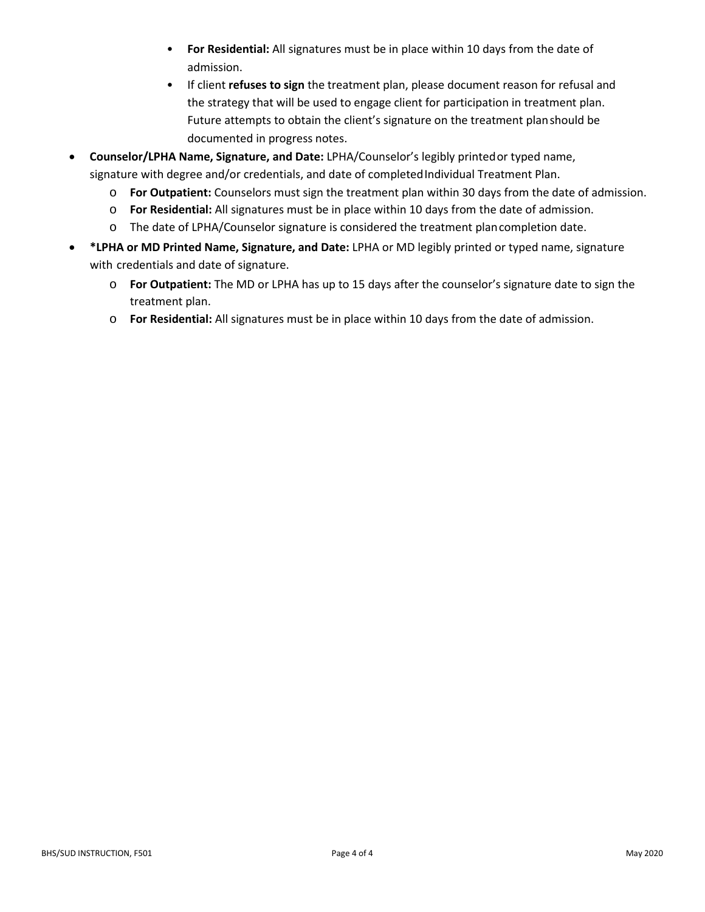- **For Residential:** All signatures must be in place within 10 days from the date of admission.
  - If client **refuses to sign** the treatment plan, please document reason for refusal and the strategy that will be used to engage client for participation in treatment plan. Future attempts to obtain the client's signature on the treatment plan should be documented in progress notes.

- **Counselor/LPHA Name, Signature, and Date:** LPHA/Counselor's legibly printed or typed name, signature with degree and/or credentials, and date of completed Individual Treatment Plan.
  - **For Outpatient:** Counselors must sign the treatment plan within 30 days from the date of admission.
  - **For Residential:** All signatures must be in place within 10 days from the date of admission.
  - The date of LPHA/Counselor signature is considered the treatment plan completion date.
- ***LPHA or MD Printed Name, Signature, and Date:** LPHA or MD legibly printed or typed name, signature with credentials and date of signature.
  - **For Outpatient:** The MD or LPHA has up to 15 days after the counselor's signature date to sign the treatment plan.
  - **For Residential:** All signatures must be in place within 10 days from the date of admission.